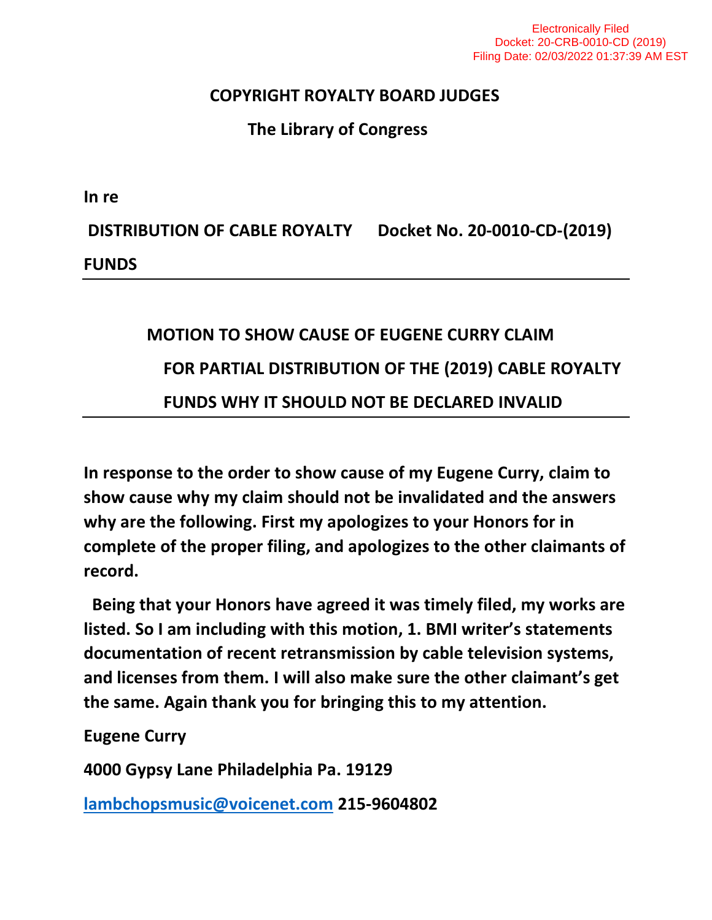Electronically Filed
Docket: 20-CRB-0010-CD (2019)
Filing Date: 02/03/2022 01:37:39 AM EST

**COPYRIGHT ROYALTY BOARD JUDGES**

**The Library of Congress**

**In re**

**DISTRIBUTION OF CABLE ROYALTY FUNDS** **Docket No. 20-0010-CD-(2019)**

---

**MOTION TO SHOW CAUSE OF EUGENE CURRY CLAIM FOR PARTIAL DISTRIBUTION OF THE (2019) CABLE ROYALTY FUNDS WHY IT SHOULD NOT BE DECLARED INVALID**

---

**In response to the order to show cause of my Eugene Curry, claim to show cause why my claim should not be invalidated and the answers why are the following. First my apologizes to your Honors for in complete of the proper filing, and apologizes to the other claimants of record.**

**Being that your Honors have agreed it was timely filed, my works are listed. So I am including with this motion, 1. BMI writer's statements documentation of recent retransmission by cable television systems, and licenses from them. I will also make sure the other claimant's get the same. Again thank you for bringing this to my attention.**

**Eugene Curry**

**4000 Gypsy Lane Philadelphia Pa. 19129**

**lambchopsmusic@voicenet.com 215-9604802**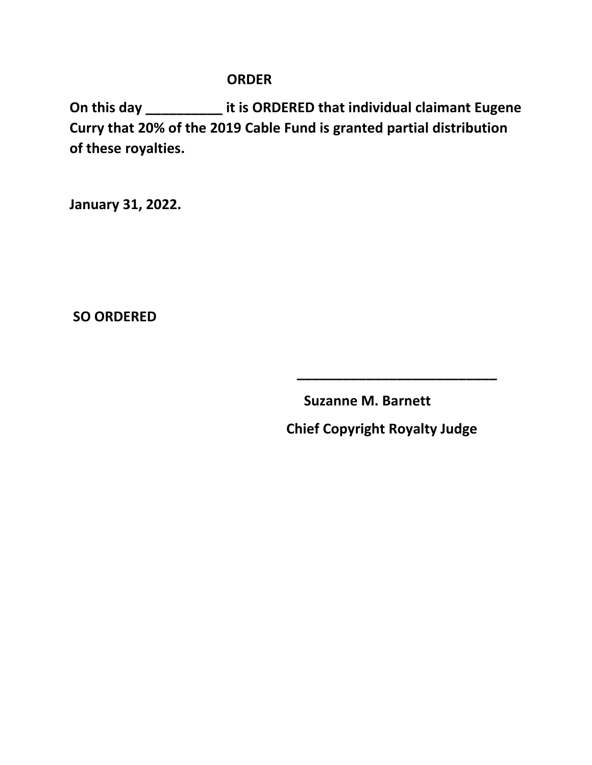**ORDER**

**On this day __________ it is ORDERED that individual claimant Eugene Curry that 20% of the 2019 Cable Fund is granted partial distribution of these royalties.**

**January 31, 2022.**

**SO ORDERED**

**____________________________**

**Suzanne M. Barnett**

**Chief Copyright Royalty Judge**